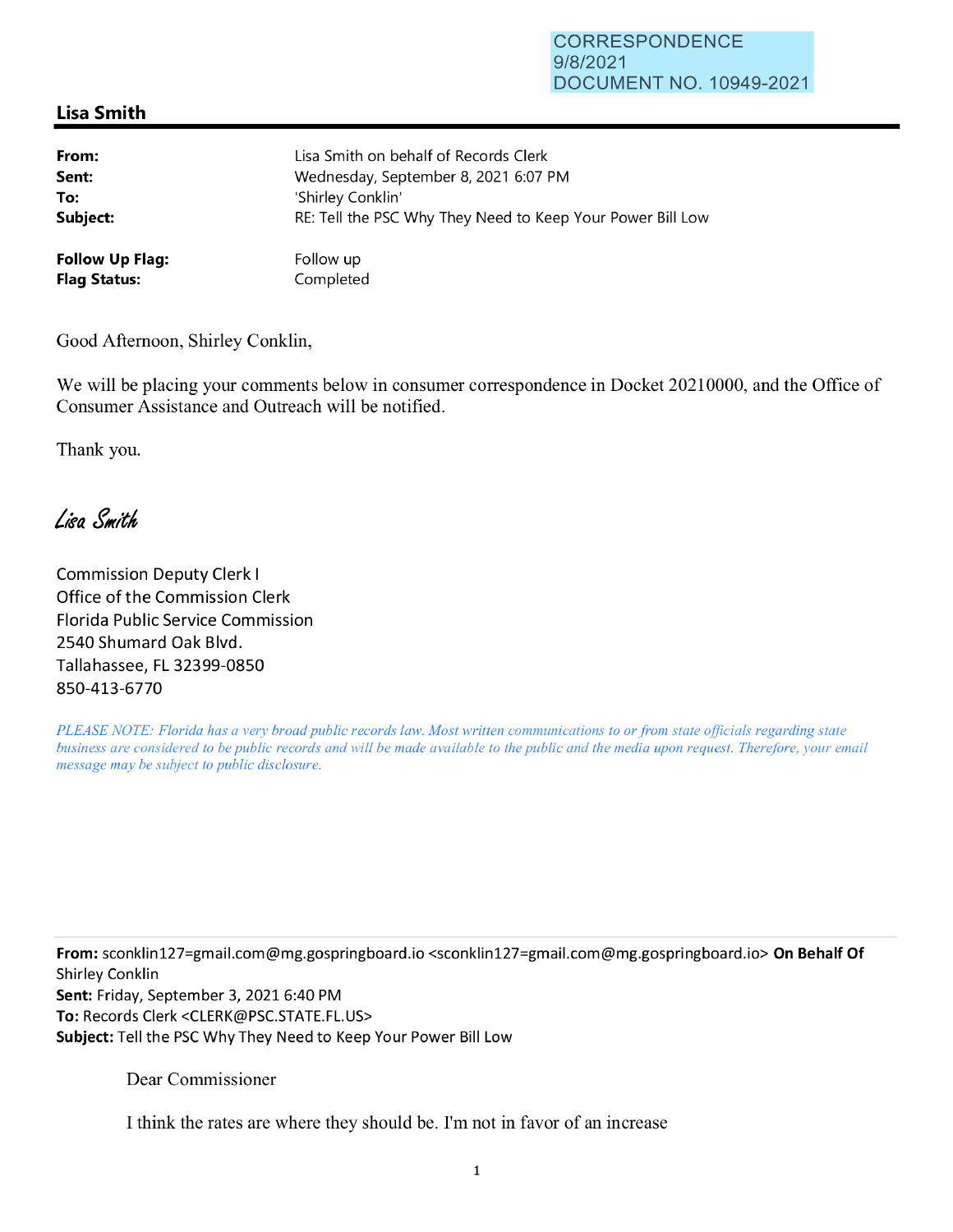CORRESPONDENCE
9/8/2021
DOCUMENT NO. 10949-2021

## Lisa Smith

| | |
|---|---|
| **From:** | Lisa Smith on behalf of Records Clerk |
| **Sent:** | Wednesday, September 8, 2021 6:07 PM |
| **To:** | 'Shirley Conklin' |
| **Subject:** | RE: Tell the PSC Why They Need to Keep Your Power Bill Low |
| **Follow Up Flag:** | Follow up |
| **Flag Status:** | Completed |

Good Afternoon, Shirley Conklin,

We will be placing your comments below in consumer correspondence in Docket 20210000, and the Office of Consumer Assistance and Outreach will be notified.

Thank you.

*Lisa Smith*

Commission Deputy Clerk I
Office of the Commission Clerk
Florida Public Service Commission
2540 Shumard Oak Blvd.
Tallahassee, FL 32399-0850
850-413-6770

*PLEASE NOTE: Florida has a very broad public records law. Most written communications to or from state officials regarding state business are considered to be public records and will be made available to the public and the media upon request. Therefore, your email message may be subject to public disclosure.*

---

**From:** sconklin127=gmail.com@mg.gospringboard.io <sconklin127=gmail.com@mg.gospringboard.io> **On Behalf Of** Shirley Conklin
**Sent:** Friday, September 3, 2021 6:40 PM
**To:** Records Clerk <CLERK@PSC.STATE.FL.US>
**Subject:** Tell the PSC Why They Need to Keep Your Power Bill Low

Dear Commissioner

I think the rates are where they should be. I'm not in favor of an increase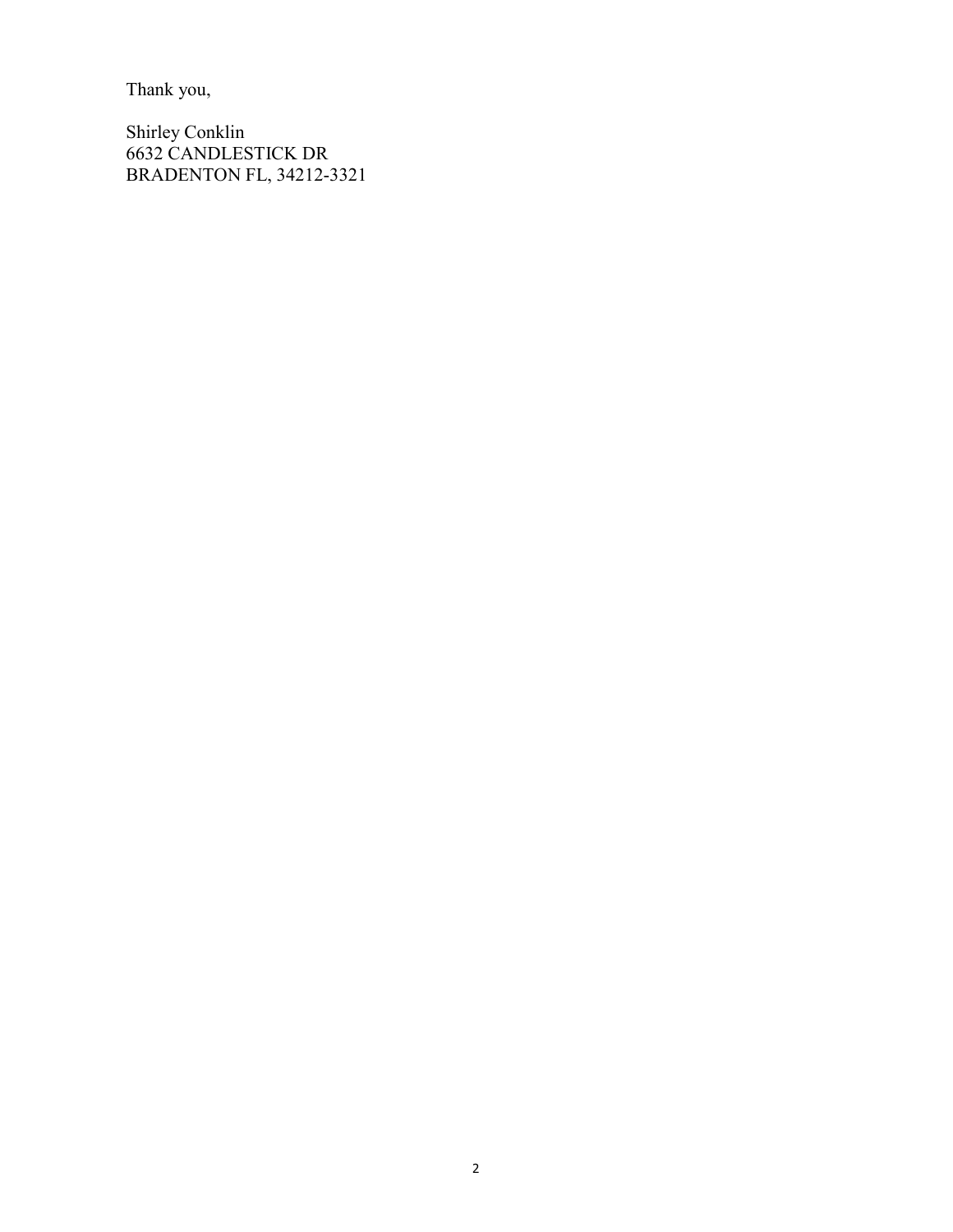Thank you,

Shirley Conklin
6632 CANDLESTICK DR
BRADENTON FL, 34212-3321